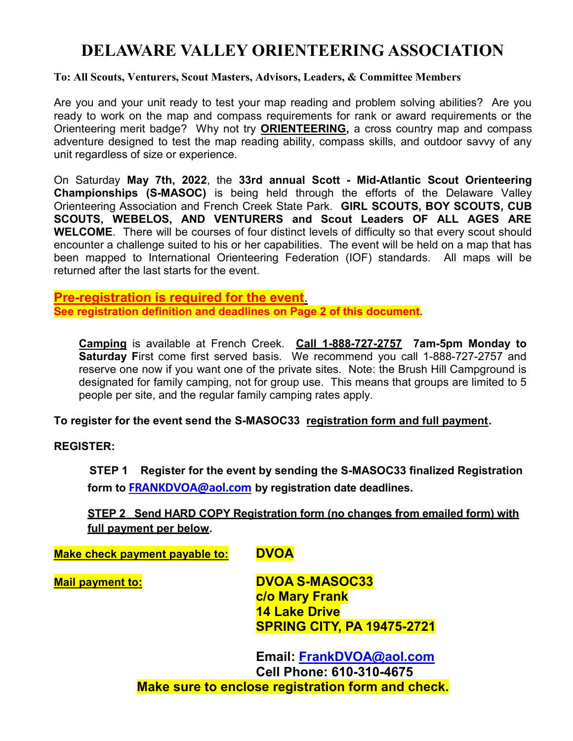# DELAWARE VALLEY ORIENTEERING ASSOCIATION

**To: All Scouts, Venturers, Scout Masters, Advisors, Leaders, & Committee Members**

Are you and your unit ready to test your map reading and problem solving abilities? Are you ready to work on the map and compass requirements for rank or award requirements or the Orienteering merit badge? Why not try **ORIENTEERING,** a cross country map and compass adventure designed to test the map reading ability, compass skills, and outdoor savvy of any unit regardless of size or experience.

On Saturday **May 7th, 2022**, the **33rd annual Scott - Mid-Atlantic Scout Orienteering Championships (S-MASOC)** is being held through the efforts of the Delaware Valley Orienteering Association and French Creek State Park. **GIRL SCOUTS, BOY SCOUTS, CUB SCOUTS, WEBELOS, AND VENTURERS and Scout Leaders OF ALL AGES ARE WELCOME**. There will be courses of four distinct levels of difficulty so that every scout should encounter a challenge suited to his or her capabilities. The event will be held on a map that has been mapped to International Orienteering Federation (IOF) standards. All maps will be returned after the last starts for the event.

**Pre-registration is required for the event.**
**See registration definition and deadlines on Page 2 of this document.**

> **Camping** is available at French Creek. **Call 1-888-727-2757 7am-5pm Monday to Saturday F**irst come first served basis. We recommend you call 1-888-727-2757 and reserve one now if you want one of the private sites. Note: the Brush Hill Campground is designated for family camping, not for group use. This means that groups are limited to 5 people per site, and the regular family camping rates apply.

**To register for the event send the S-MASOC33 registration form and full payment.**

**REGISTER:**

**STEP 1 Register for the event by sending the S-MASOC33 finalized Registration form to FRANKDVOA@aol.com by registration date deadlines.**

**STEP 2 Send HARD COPY Registration form (no changes from emailed form) with full payment per below.**

**Make check payment payable to:** **DVOA**

**Mail payment to:**
**DVOA S-MASOC33**
**c/o Mary Frank**
**14 Lake Drive**
**SPRING CITY, PA 19475-2721**

**Email: FrankDVOA@aol.com**
**Cell Phone: 610-310-4675**

**Make sure to enclose registration form and check.**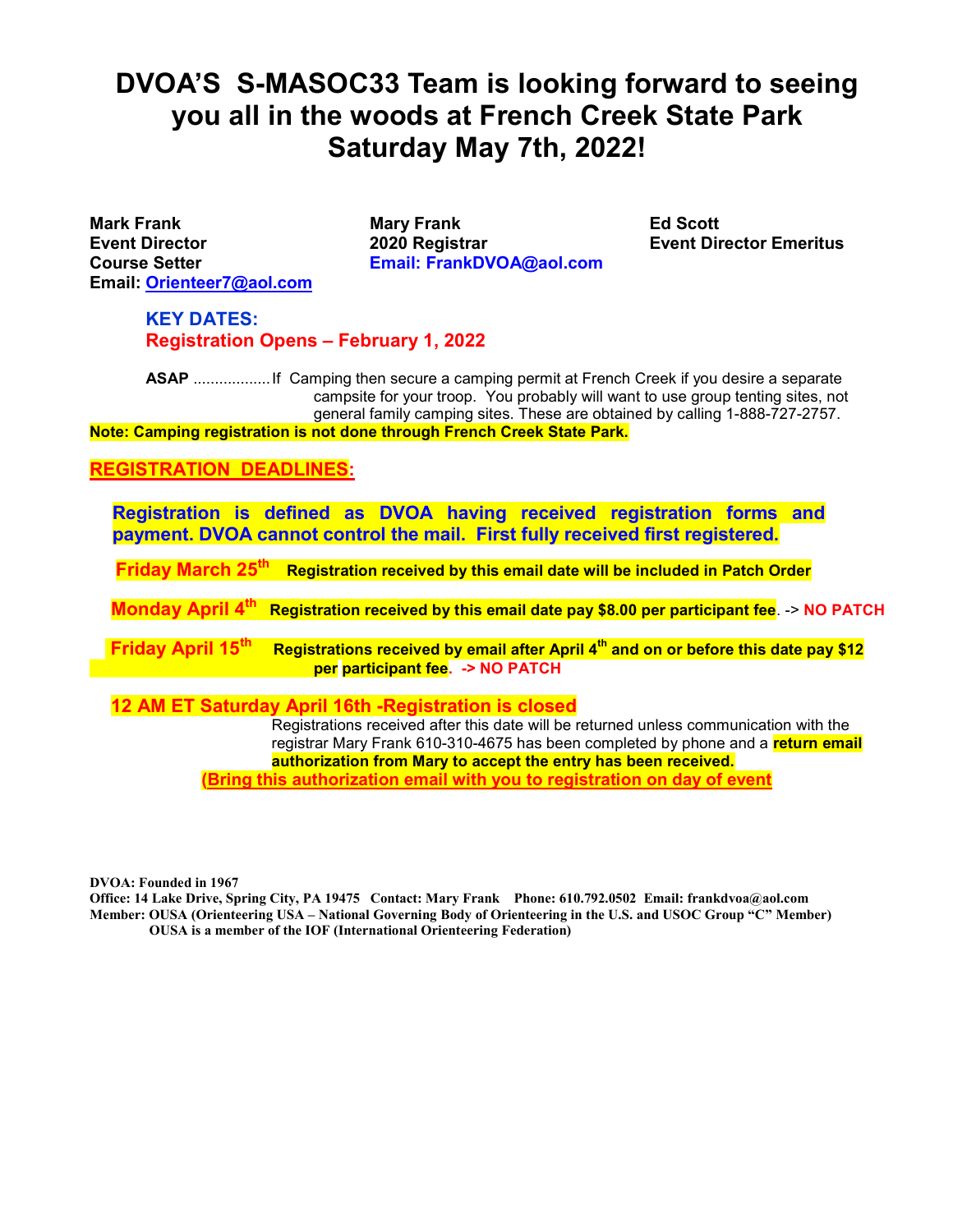# DVOA'S S-MASOC33 Team is looking forward to seeing you all in the woods at French Creek State Park Saturday May 7th, 2022!

**Mark Frank**
**Event Director**
**Course Setter**
**Email: Orienteer7@aol.com**

**Mary Frank**
**2020 Registrar**
**Email: FrankDVOA@aol.com**

**Ed Scott**
**Event Director Emeritus**

**KEY DATES:**
**Registration Opens – February 1, 2022**

**ASAP** .................. If Camping then secure a camping permit at French Creek if you desire a separate campsite for your troop. You probably will want to use group tenting sites, not general family camping sites. These are obtained by calling 1-888-727-2757.

**Note: Camping registration is not done through French Creek State Park.**

## REGISTRATION DEADLINES:

**Registration is defined as DVOA having received registration forms and payment. DVOA cannot control the mail. First fully received first registered.**

**Friday March 25th** **Registration received by this email date will be included in Patch Order**

**Monday April 4th** **Registration received by this email date pay $8.00 per participant fee**. -> **NO PATCH**

**Friday April 15th** **Registrations received by email after April 4th and on or before this date pay $12 per participant fee. -> NO PATCH**

**12 AM ET Saturday April 16th -Registration is closed**

Registrations received after this date will be returned unless communication with the registrar Mary Frank 610-310-4675 has been completed by phone and a **return email authorization from Mary to accept the entry has been received.**

**(Bring this authorization email with you to registration on day of event**

**DVOA: Founded in 1967**
**Office: 14 Lake Drive, Spring City, PA 19475 Contact: Mary Frank Phone: 610.792.0502 Email: frankdvoa@aol.com**
**Member: OUSA (Orienteering USA – National Governing Body of Orienteering in the U.S. and USOC Group "C" Member)**
**OUSA is a member of the IOF (International Orienteering Federation)**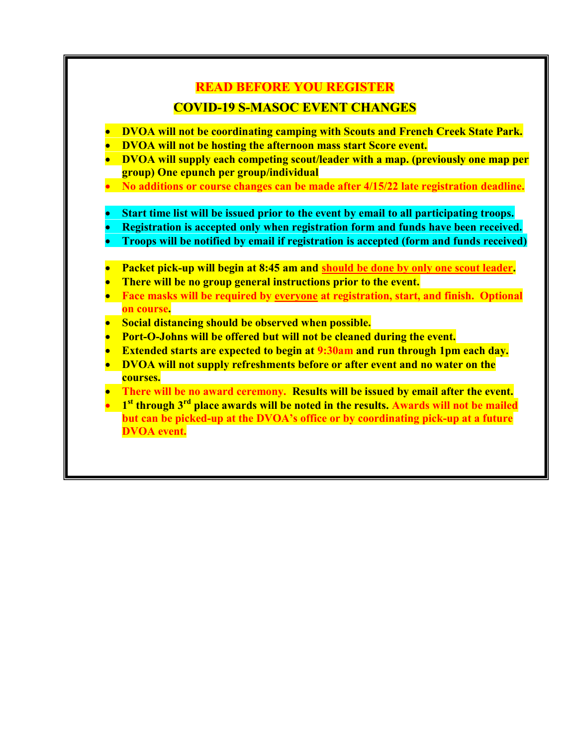## READ BEFORE YOU REGISTER

## COVID-19 S-MASOC EVENT CHANGES

- **DVOA will not be coordinating camping with Scouts and French Creek State Park.**
- **DVOA will not be hosting the afternoon mass start Score event.**
- **DVOA will supply each competing scout/leader with a map. (previously one map per group) One epunch per group/individual**
- **No additions or course changes can be made after 4/15/22 late registration deadline.**

- **Start time list will be issued prior to the event by email to all participating troops.**
- **Registration is accepted only when registration form and funds have been received.**
- **Troops will be notified by email if registration is accepted (form and funds received)**

- **Packet pick-up will begin at 8:45 am and should be done by only one scout leader.**
- **There will be no group general instructions prior to the event.**
- **Face masks will be required by everyone at registration, start, and finish. Optional on course.**
- **Social distancing should be observed when possible.**
- **Port-O-Johns will be offered but will not be cleaned during the event.**
- **Extended starts are expected to begin at 9:30am and run through 1pm each day.**
- **DVOA will not supply refreshments before or after event and no water on the courses.**
- **There will be no award ceremony. Results will be issued by email after the event.**
- **1st through 3rd place awards will be noted in the results. Awards will not be mailed but can be picked-up at the DVOA's office or by coordinating pick-up at a future DVOA event.**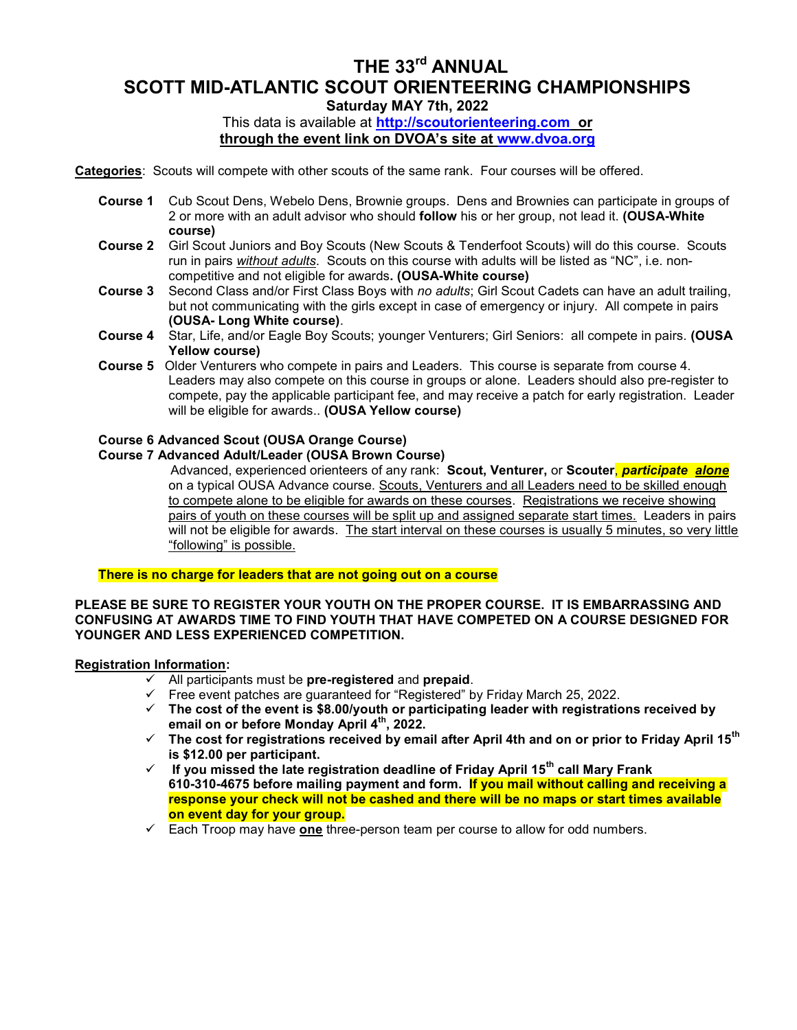# THE 33rd ANNUAL
# SCOTT MID-ATLANTIC SCOUT ORIENTEERING CHAMPIONSHIPS

**Saturday MAY 7th, 2022**

This data is available at **http://scoutorienteering.com** **or**
**through the event link on DVOA's site at www.dvoa.org**

**Categories**: Scouts will compete with other scouts of the same rank. Four courses will be offered.

**Course 1** Cub Scout Dens, Webelo Dens, Brownie groups. Dens and Brownies can participate in groups of 2 or more with an adult advisor who should **follow** his or her group, not lead it. **(OUSA-White course)**

**Course 2** Girl Scout Juniors and Boy Scouts (New Scouts & Tenderfoot Scouts) will do this course. Scouts run in pairs *without adults*. Scouts on this course with adults will be listed as "NC", i.e. non-competitive and not eligible for awards**. (OUSA-White course)**

**Course 3** Second Class and/or First Class Boys with *no adults*; Girl Scout Cadets can have an adult trailing, but not communicating with the girls except in case of emergency or injury. All compete in pairs **(OUSA- Long White course)**.

**Course 4** Star, Life, and/or Eagle Boy Scouts; younger Venturers; Girl Seniors: all compete in pairs. **(OUSA Yellow course)**

**Course 5** Older Venturers who compete in pairs and Leaders. This course is separate from course 4. Leaders may also compete on this course in groups or alone. Leaders should also pre-register to compete, pay the applicable participant fee, and may receive a patch for early registration. Leader will be eligible for awards.. **(OUSA Yellow course)**

**Course 6 Advanced Scout (OUSA Orange Course)**

**Course 7 Advanced Adult/Leader (OUSA Brown Course)**

Advanced, experienced orienteers of any rank: **Scout, Venturer,** or **Scouter**, ***participate alone*** on a typical OUSA Advance course. Scouts, Venturers and all Leaders need to be skilled enough to compete alone to be eligible for awards on these courses. Registrations we receive showing pairs of youth on these courses will be split up and assigned separate start times. Leaders in pairs will not be eligible for awards. The start interval on these courses is usually 5 minutes, so very little "following" is possible.

**There is no charge for leaders that are not going out on a course**

**PLEASE BE SURE TO REGISTER YOUR YOUTH ON THE PROPER COURSE. IT IS EMBARRASSING AND CONFUSING AT AWARDS TIME TO FIND YOUTH THAT HAVE COMPETED ON A COURSE DESIGNED FOR YOUNGER AND LESS EXPERIENCED COMPETITION.**

**Registration Information:**

- ✓ All participants must be **pre-registered** and **prepaid**.
- ✓ Free event patches are guaranteed for "Registered" by Friday March 25, 2022.
- ✓ **The cost of the event is $8.00/youth or participating leader with registrations received by email on or before Monday April 4th, 2022.**
- ✓ **The cost for registrations received by email after April 4th and on or prior to Friday April 15th is $12.00 per participant.**
- ✓ **If you missed the late registration deadline of Friday April 15th call Mary Frank 610-310-4675 before mailing payment and form. If you mail without calling and receiving a response your check will not be cashed and there will be no maps or start times available on event day for your group.**
- ✓ Each Troop may have **one** three-person team per course to allow for odd numbers.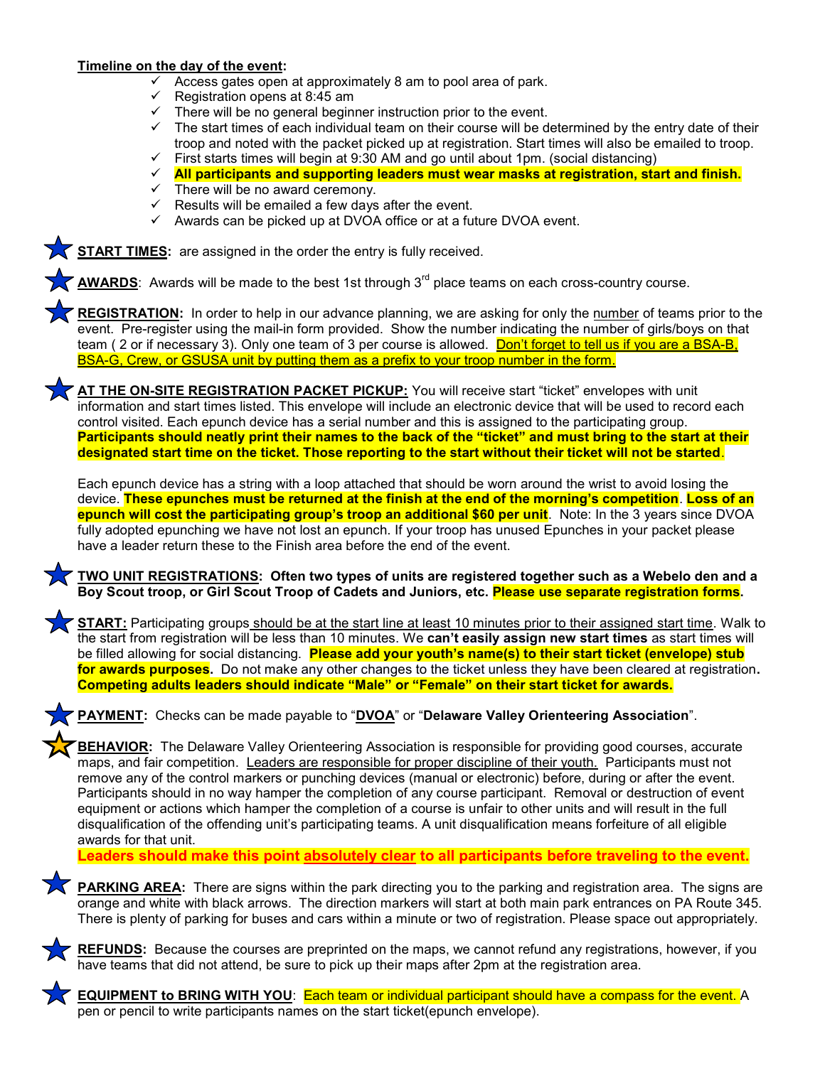**Timeline on the day of the event:**

- ✓ Access gates open at approximately 8 am to pool area of park.
- ✓ Registration opens at 8:45 am
- ✓ There will be no general beginner instruction prior to the event.
- ✓ The start times of each individual team on their course will be determined by the entry date of their troop and noted with the packet picked up at registration. Start times will also be emailed to troop.
- ✓ First starts times will begin at 9:30 AM and go until about 1pm. (social distancing)
- ✓ **All participants and supporting leaders must wear masks at registration, start and finish.**
- ✓ There will be no award ceremony.
- ✓ Results will be emailed a few days after the event.
- ✓ Awards can be picked up at DVOA office or at a future DVOA event.

**START TIMES:** are assigned in the order the entry is fully received.

**AWARDS**: Awards will be made to the best 1st through 3rd place teams on each cross-country course.

**REGISTRATION:** In order to help in our advance planning, we are asking for only the number of teams prior to the event. Pre-register using the mail-in form provided. Show the number indicating the number of girls/boys on that team ( 2 or if necessary 3). Only one team of 3 per course is allowed. Don't forget to tell us if you are a BSA-B, BSA-G, Crew, or GSUSA unit by putting them as a prefix to your troop number in the form.

**AT THE ON-SITE REGISTRATION PACKET PICKUP:** You will receive start "ticket" envelopes with unit information and start times listed. This envelope will include an electronic device that will be used to record each control visited. Each epunch device has a serial number and this is assigned to the participating group. **Participants should neatly print their names to the back of the "ticket" and must bring to the start at their designated start time on the ticket. Those reporting to the start without their ticket will not be started**.

Each epunch device has a string with a loop attached that should be worn around the wrist to avoid losing the device. **These epunches must be returned at the finish at the end of the morning's competition**. **Loss of an epunch will cost the participating group's troop an additional $60 per unit**. Note: In the 3 years since DVOA fully adopted epunching we have not lost an epunch. If your troop has unused Epunches in your packet please have a leader return these to the Finish area before the end of the event.

**TWO UNIT REGISTRATIONS: Often two types of units are registered together such as a Webelo den and a Boy Scout troop, or Girl Scout Troop of Cadets and Juniors, etc. Please use separate registration forms.**

**START:** Participating groups should be at the start line at least 10 minutes prior to their assigned start time. Walk to the start from registration will be less than 10 minutes. We **can't easily assign new start times** as start times will be filled allowing for social distancing. **Please add your youth's name(s) to their start ticket (envelope) stub for awards purposes.** Do not make any other changes to the ticket unless they have been cleared at registration**. Competing adults leaders should indicate "Male" or "Female" on their start ticket for awards.**

**PAYMENT:** Checks can be made payable to "**DVOA**" or "**Delaware Valley Orienteering Association**".

**BEHAVIOR:** The Delaware Valley Orienteering Association is responsible for providing good courses, accurate maps, and fair competition. Leaders are responsible for proper discipline of their youth. Participants must not remove any of the control markers or punching devices (manual or electronic) before, during or after the event. Participants should in no way hamper the completion of any course participant. Removal or destruction of event equipment or actions which hamper the completion of a course is unfair to other units and will result in the full disqualification of the offending unit's participating teams. A unit disqualification means forfeiture of all eligible awards for that unit.

**Leaders should make this point absolutely clear to all participants before traveling to the event.**

**PARKING AREA:** There are signs within the park directing you to the parking and registration area. The signs are orange and white with black arrows. The direction markers will start at both main park entrances on PA Route 345. There is plenty of parking for buses and cars within a minute or two of registration. Please space out appropriately.

**REFUNDS:** Because the courses are preprinted on the maps, we cannot refund any registrations, however, if you have teams that did not attend, be sure to pick up their maps after 2pm at the registration area.

**EQUIPMENT to BRING WITH YOU**: Each team or individual participant should have a compass for the event. A pen or pencil to write participants names on the start ticket(epunch envelope).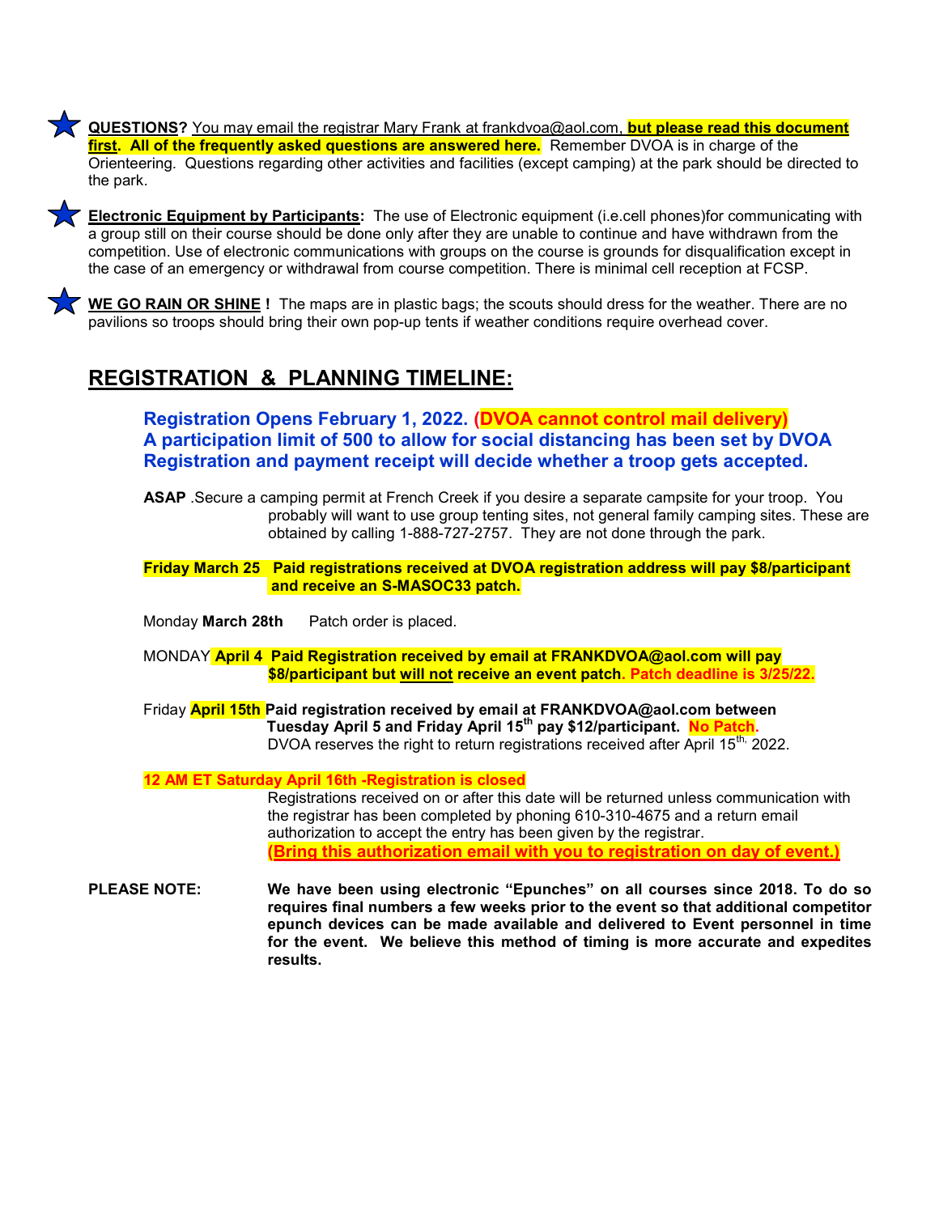★ **QUESTIONS?** You may email the registrar Mary Frank at frankdvoa@aol.com, **but please read this document first. All of the frequently asked questions are answered here.** Remember DVOA is in charge of the Orienteering. Questions regarding other activities and facilities (except camping) at the park should be directed to the park.

★ **Electronic Equipment by Participants:** The use of Electronic equipment (i.e.cell phones)for communicating with a group still on their course should be done only after they are unable to continue and have withdrawn from the competition. Use of electronic communications with groups on the course is grounds for disqualification except in the case of an emergency or withdrawal from course competition. There is minimal cell reception at FCSP.

★ **WE GO RAIN OR SHINE !** The maps are in plastic bags; the scouts should dress for the weather. There are no pavilions so troops should bring their own pop-up tents if weather conditions require overhead cover.

## REGISTRATION & PLANNING TIMELINE:

**Registration Opens February 1, 2022. (DVOA cannot control mail delivery)**
**A participation limit of 500 to allow for social distancing has been set by DVOA**
**Registration and payment receipt will decide whether a troop gets accepted.**

**ASAP** .Secure a camping permit at French Creek if you desire a separate campsite for your troop. You probably will want to use group tenting sites, not general family camping sites. These are obtained by calling 1-888-727-2757. They are not done through the park.

**Friday March 25 Paid registrations received at DVOA registration address will pay $8/participant and receive an S-MASOC33 patch.**

Monday **March 28th** Patch order is placed.

MONDAY **April 4 Paid Registration received by email at FRANKDVOA@aol.com will pay $8/participant but will not receive an event patch. Patch deadline is 3/25/22.**

Friday **April 15th Paid registration received by email at FRANKDVOA@aol.com between Tuesday April 5 and Friday April 15th pay $12/participant. No Patch.**
DVOA reserves the right to return registrations received after April 15th, 2022.

**12 AM ET Saturday April 16th -Registration is closed**
Registrations received on or after this date will be returned unless communication with the registrar has been completed by phoning 610-310-4675 and a return email authorization to accept the entry has been given by the registrar.
**(Bring this authorization email with you to registration on day of event.)**

**PLEASE NOTE:** **We have been using electronic "Epunches" on all courses since 2018. To do so requires final numbers a few weeks prior to the event so that additional competitor epunch devices can be made available and delivered to Event personnel in time for the event. We believe this method of timing is more accurate and expedites results.**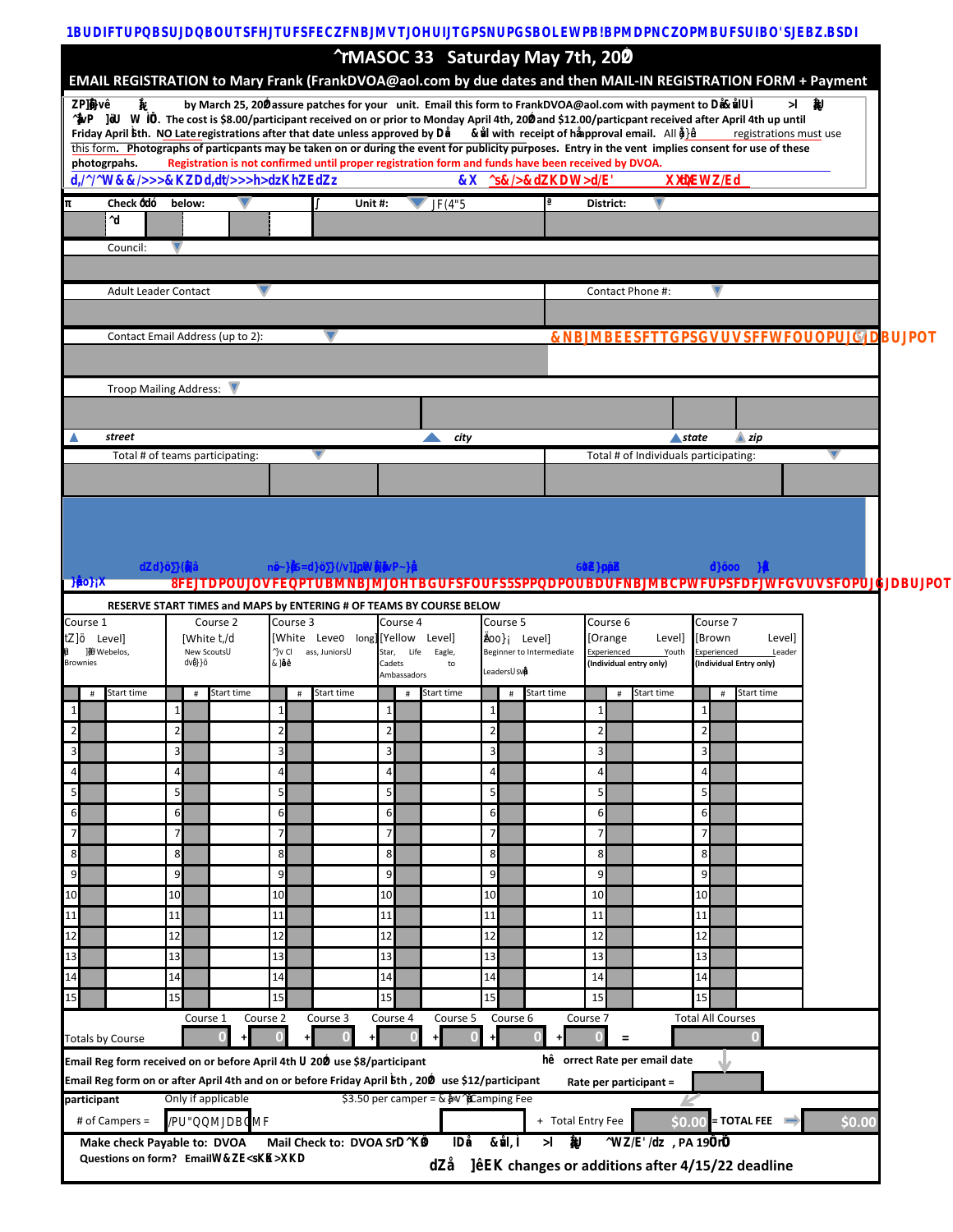1BUDIFTUPQBSUJDQBOUTSFHJTUFSFECZFNBJMVTJOHUIJTGPSNUPGSBOLEWPB!BPMDPNCZOPMBUFSUIBO'SJEBZ.BSDI

# ^rMASOC 33 Saturday May 7th, 20

**EMAIL REGISTRATION to Mary Frank (FrankDVOA@aol.com by due dates and then MAIL-IN REGISTRATION FORM + Payment**

by March 25, 20 assure patches for your unit. Email this form to FrankDVOA@aol.com with payment to D. The cost is $8.00/participant received on or prior to Monday April 4th, 20 and $12.00/particpant received after April 4th up until Friday April 8th. NO Late registrations after that date unless approved by D with receipt of approval email. All registrations must use this form. Photographs of particpants may be taken on or during the event for publicity purposes. Entry in the vent implies consent for use of these photograpahs. Registration is not confirmed until proper registration form and funds have been received by DVOA.

| Check below: | | | | Unit #: | | District: |
|---|---|---|---|---|---|---|
| | | | | | | |

Council:

Adult Leader Contact | Contact Phone #:

Contact Email Address (up to 2): | &NBJMBEESFTTGPSGVUVSFFWFOUOPUJGJDBUJPOT

Troop Mailing Address:

| street | city | state | zip |
|---|---|---|---|
| | | | |

Total # of teams participating: | Total # of Individuals participating:

8FEJTDPOUJOVFEQPTUBMNBJMJOHTBGUFSFOUFSSPPQDPOUBDUFNBJMBCPWFUPSFDFJWFGVUVSFOPUJGJDBUJPOT

**RESERVE START TIMES and MAPS by ENTERING # OF TEAMS BY COURSE BELOW**

| Course 1 | | | Course 2 [White Level] | | | Course 3 [White Level long] | | | Course 4 [Yellow Level] | | | Course 5 | | | Course 6 [Orange Level] | | | Course 7 [Brown Level] | | |
|---|---|---|---|---|---|---|---|---|---|---|---|---|---|---|---|---|---|---|---|---|
| Level] Webelos, Brownies | | | New Scouts | | | ass, Juniors | | | Star, Life Eagle, Cadets to Ambassadors | | | Level] Beginner to Intermediate Leaders | | | Experienced Youth (Individual entry only) | | | Experienced Leader (Individual Entry only) | | |
| | # | Start time | | # | Start time | | # | Start time | | # | Start time | | # | Start time | | # | Start time | | # | Start time |
| 1 | | | 1 | | | 1 | | | 1 | | | 1 | | | 1 | | | 1 | | |
| 2 | | | 2 | | | 2 | | | 2 | | | 2 | | | 2 | | | 2 | | |
| 3 | | | 3 | | | 3 | | | 3 | | | 3 | | | 3 | | | 3 | | |
| 4 | | | 4 | | | 4 | | | 4 | | | 4 | | | 4 | | | 4 | | |
| 5 | | | 5 | | | 5 | | | 5 | | | 5 | | | 5 | | | 5 | | |
| 6 | | | 6 | | | 6 | | | 6 | | | 6 | | | 6 | | | 6 | | |
| 7 | | | 7 | | | 7 | | | 7 | | | 7 | | | 7 | | | 7 | | |
| 8 | | | 8 | | | 8 | | | 8 | | | 8 | | | 8 | | | 8 | | |
| 9 | | | 9 | | | 9 | | | 9 | | | 9 | | | 9 | | | 9 | | |
| 10 | | | 10 | | | 10 | | | 10 | | | 10 | | | 10 | | | 10 | | |
| 11 | | | 11 | | | 11 | | | 11 | | | 11 | | | 11 | | | 11 | | |
| 12 | | | 12 | | | 12 | | | 12 | | | 12 | | | 12 | | | 12 | | |
| 13 | | | 13 | | | 13 | | | 13 | | | 13 | | | 13 | | | 13 | | |
| 14 | | | 14 | | | 14 | | | 14 | | | 14 | | | 14 | | | 14 | | |
| 15 | | | 15 | | | 15 | | | 15 | | | 15 | | | 15 | | | 15 | | |

| | Course 1 | | Course 2 | | Course 3 | | Course 4 | | Course 5 | | Course 6 | | Course 7 | | Total All Courses |
|---|---|---|---|---|---|---|---|---|---|---|---|---|---|---|---|
| Totals by Course | 0 | + | 0 | + | 0 | + | 0 | + | 0 | + | 0 | + | 0 | = | 0 |

Email Reg form received on or before April 4th 20 use $8/participant — orrect Rate per email date

Email Reg form on or after April 4th and on or before Friday April 8th, 20 use $12/participant — Rate per participant =

participant — Only if applicable — $3.50 per camper = Camping Fee

# of Campers = | + Total Entry Fee $0.00 = TOTAL FEE $0.00

Make check Payable to: DVOA Mail Check to: DVOA , PA 19

Questions on form? Email

changes or additions after 4/15/22 deadline